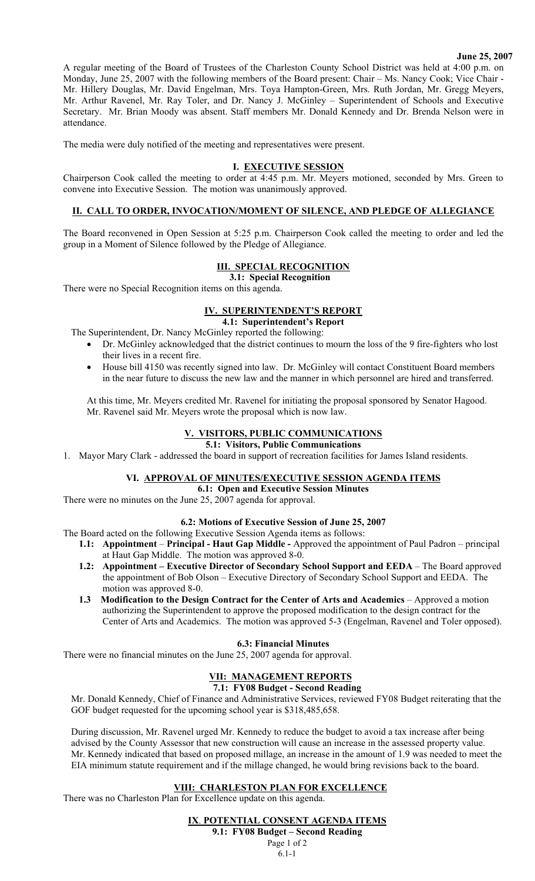**June 25, 2007**

A regular meeting of the Board of Trustees of the Charleston County School District was held at 4:00 p.m. on Monday, June 25, 2007 with the following members of the Board present: Chair – Ms. Nancy Cook; Vice Chair - Mr. Hillery Douglas, Mr. David Engelman, Mrs. Toya Hampton-Green, Mrs. Ruth Jordan, Mr. Gregg Meyers, Mr. Arthur Ravenel, Mr. Ray Toler, and Dr. Nancy J. McGinley – Superintendent of Schools and Executive Secretary. Mr. Brian Moody was absent. Staff members Mr. Donald Kennedy and Dr. Brenda Nelson were in attendance.

The media were duly notified of the meeting and representatives were present.

## I. EXECUTIVE SESSION

Chairperson Cook called the meeting to order at 4:45 p.m. Mr. Meyers motioned, seconded by Mrs. Green to convene into Executive Session. The motion was unanimously approved.

## II. CALL TO ORDER, INVOCATION/MOMENT OF SILENCE, AND PLEDGE OF ALLEGIANCE

The Board reconvened in Open Session at 5:25 p.m. Chairperson Cook called the meeting to order and led the group in a Moment of Silence followed by the Pledge of Allegiance.

## III. SPECIAL RECOGNITION

### 3.1: Special Recognition

There were no Special Recognition items on this agenda.

## IV. SUPERINTENDENT'S REPORT

### 4.1: Superintendent's Report

The Superintendent, Dr. Nancy McGinley reported the following:

- Dr. McGinley acknowledged that the district continues to mourn the loss of the 9 fire-fighters who lost their lives in a recent fire.
- House bill 4150 was recently signed into law. Dr. McGinley will contact Constituent Board members in the near future to discuss the new law and the manner in which personnel are hired and transferred.

At this time, Mr. Meyers credited Mr. Ravenel for initiating the proposal sponsored by Senator Hagood. Mr. Ravenel said Mr. Meyers wrote the proposal which is now law.

## V. VISITORS, PUBLIC COMMUNICATIONS

### 5.1: Visitors, Public Communications

1. Mayor Mary Clark - addressed the board in support of recreation facilities for James Island residents.

## VI. APPROVAL OF MINUTES/EXECUTIVE SESSION AGENDA ITEMS

### 6.1: Open and Executive Session Minutes

There were no minutes on the June 25, 2007 agenda for approval.

### 6.2: Motions of Executive Session of June 25, 2007

The Board acted on the following Executive Session Agenda items as follows:

- **1.1: Appointment** – **Principal - Haut Gap Middle -** Approved the appointment of Paul Padron – principal at Haut Gap Middle. The motion was approved 8-0.
- **1.2: Appointment – Executive Director of Secondary School Support and EEDA** – The Board approved the appointment of Bob Olson – Executive Directory of Secondary School Support and EEDA. The motion was approved 8-0.
- **1.3 Modification to the Design Contract for the Center of Arts and Academics** – Approved a motion authorizing the Superintendent to approve the proposed modification to the design contract for the Center of Arts and Academics. The motion was approved 5-3 (Engelman, Ravenel and Toler opposed).

### 6.3: Financial Minutes

There were no financial minutes on the June 25, 2007 agenda for approval.

## VII: MANAGEMENT REPORTS

### 7.1: FY08 Budget - Second Reading

Mr. Donald Kennedy, Chief of Finance and Administrative Services, reviewed FY08 Budget reiterating that the GOF budget requested for the upcoming school year is $318,485,658.

During discussion, Mr. Ravenel urged Mr. Kennedy to reduce the budget to avoid a tax increase after being advised by the County Assessor that new construction will cause an increase in the assessed property value. Mr. Kennedy indicated that based on proposed millage, an increase in the amount of 1.9 was needed to meet the EIA minimum statute requirement and if the millage changed, he would bring revisions back to the board.

## VIII: CHARLESTON PLAN FOR EXCELLENCE

There was no Charleston Plan for Excellence update on this agenda.

## IX. POTENTIAL CONSENT AGENDA ITEMS

### 9.1: FY08 Budget – Second Reading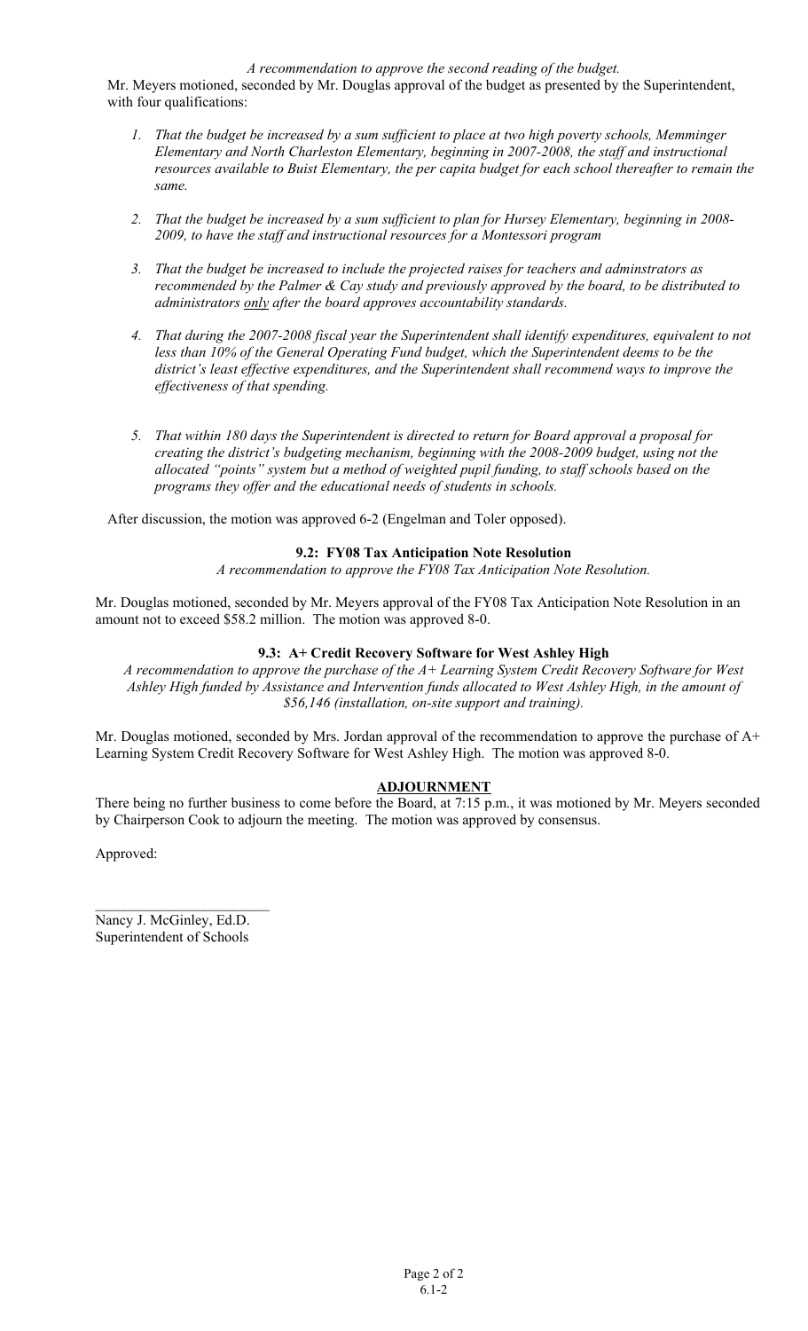*A recommendation to approve the second reading of the budget.*

Mr. Meyers motioned, seconded by Mr. Douglas approval of the budget as presented by the Superintendent, with four qualifications:

1. *That the budget be increased by a sum sufficient to place at two high poverty schools, Memminger Elementary and North Charleston Elementary, beginning in 2007-2008, the staff and instructional resources available to Buist Elementary, the per capita budget for each school thereafter to remain the same.*

2. *That the budget be increased by a sum sufficient to plan for Hursey Elementary, beginning in 2008-2009, to have the staff and instructional resources for a Montessori program*

3. *That the budget be increased to include the projected raises for teachers and adminstrators as recommended by the Palmer & Cay study and previously approved by the board, to be distributed to administrators <u>only</u> after the board approves accountability standards.*

4. *That during the 2007-2008 fiscal year the Superintendent shall identify expenditures, equivalent to not less than 10% of the General Operating Fund budget, which the Superintendent deems to be the district's least effective expenditures, and the Superintendent shall recommend ways to improve the effectiveness of that spending.*

5. *That within 180 days the Superintendent is directed to return for Board approval a proposal for creating the district's budgeting mechanism, beginning with the 2008-2009 budget, using not the allocated "points" system but a method of weighted pupil funding, to staff schools based on the programs they offer and the educational needs of students in schools.*

After discussion, the motion was approved 6-2 (Engelman and Toler opposed).

### 9.2: FY08 Tax Anticipation Note Resolution

*A recommendation to approve the FY08 Tax Anticipation Note Resolution.*

Mr. Douglas motioned, seconded by Mr. Meyers approval of the FY08 Tax Anticipation Note Resolution in an amount not to exceed $58.2 million. The motion was approved 8-0.

### 9.3: A+ Credit Recovery Software for West Ashley High

*A recommendation to approve the purchase of the A+ Learning System Credit Recovery Software for West Ashley High funded by Assistance and Intervention funds allocated to West Ashley High, in the amount of $56,146 (installation, on-site support and training).*

Mr. Douglas motioned, seconded by Mrs. Jordan approval of the recommendation to approve the purchase of A+ Learning System Credit Recovery Software for West Ashley High. The motion was approved 8-0.

## ADJOURNMENT

There being no further business to come before the Board, at 7:15 p.m., it was motioned by Mr. Meyers seconded by Chairperson Cook to adjourn the meeting. The motion was approved by consensus.

Approved:

\_\_\_\_\_\_\_\_\_\_\_\_\_\_\_\_\_\_\_\_\_\_\_\_\_

Nancy J. McGinley, Ed.D.
Superintendent of Schools

6.1-2